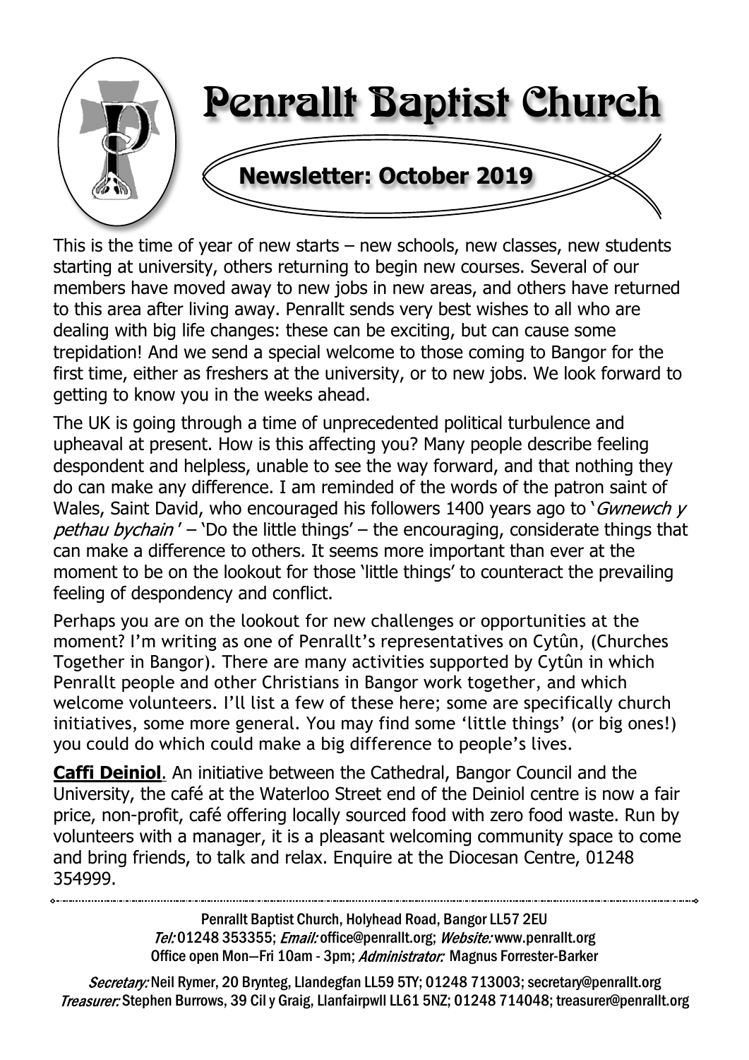# Penrallt Baptist Church

## Newsletter: October 2019

This is the time of year of new starts – new schools, new classes, new students starting at university, others returning to begin new courses. Several of our members have moved away to new jobs in new areas, and others have returned to this area after living away. Penrallt sends very best wishes to all who are dealing with big life changes: these can be exciting, but can cause some trepidation! And we send a special welcome to those coming to Bangor for the first time, either as freshers at the university, or to new jobs. We look forward to getting to know you in the weeks ahead.

The UK is going through a time of unprecedented political turbulence and upheaval at present. How is this affecting you? Many people describe feeling despondent and helpless, unable to see the way forward, and that nothing they do can make any difference. I am reminded of the words of the patron saint of Wales, Saint David, who encouraged his followers 1400 years ago to '*Gwnewch y pethau bychain*' – 'Do the little things' – the encouraging, considerate things that can make a difference to others. It seems more important than ever at the moment to be on the lookout for those 'little things' to counteract the prevailing feeling of despondency and conflict.

Perhaps you are on the lookout for new challenges or opportunities at the moment? I'm writing as one of Penrallt's representatives on Cytûn, (Churches Together in Bangor). There are many activities supported by Cytûn in which Penrallt people and other Christians in Bangor work together, and which welcome volunteers. I'll list a few of these here; some are specifically church initiatives, some more general. You may find some 'little things' (or big ones!) you could do which could make a big difference to people's lives.

**Caffi Deiniol**. An initiative between the Cathedral, Bangor Council and the University, the café at the Waterloo Street end of the Deiniol centre is now a fair price, non-profit, café offering locally sourced food with zero food waste. Run by volunteers with a manager, it is a pleasant welcoming community space to come and bring friends, to talk and relax. Enquire at the Diocesan Centre, 01248 354999.

---

Penrallt Baptist Church, Holyhead Road, Bangor LL57 2EU
*Tel:* 01248 353355; *Email:* office@penrallt.org; *Website:* www.penrallt.org
Office open Mon—Fri 10am - 3pm; *Administrator:* Magnus Forrester-Barker

*Secretary:* Neil Rymer, 20 Brynteg, Llandegfan LL59 5TY; 01248 713003; secretary@penrallt.org
*Treasurer:* Stephen Burrows, 39 Cil y Graig, Llanfairpwll LL61 5NZ; 01248 714048; treasurer@penrallt.org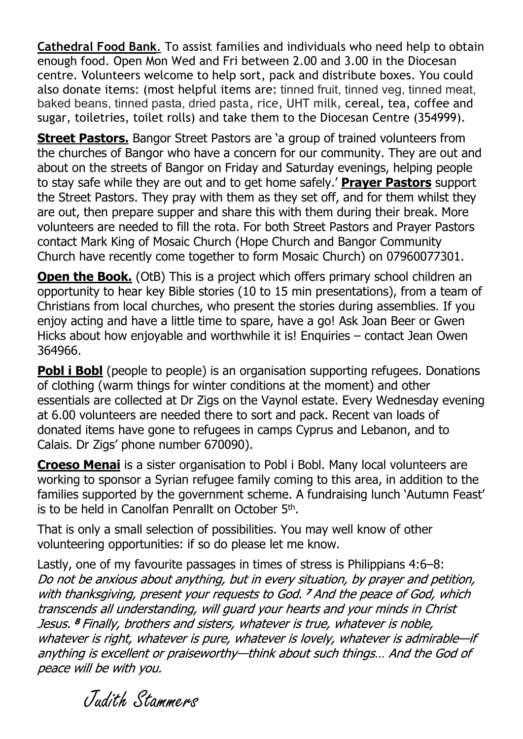**Cathedral Food Bank**. To assist families and individuals who need help to obtain enough food. Open Mon Wed and Fri between 2.00 and 3.00 in the Diocesan centre. Volunteers welcome to help sort, pack and distribute boxes. You could also donate items: (most helpful items are: tinned fruit, tinned veg, tinned meat, baked beans, tinned pasta, dried pasta, rice, UHT milk, cereal, tea, coffee and sugar, toiletries, toilet rolls) and take them to the Diocesan Centre (354999).

**Street Pastors.** Bangor Street Pastors are 'a group of trained volunteers from the churches of Bangor who have a concern for our community. They are out and about on the streets of Bangor on Friday and Saturday evenings, helping people to stay safe while they are out and to get home safely.' **Prayer Pastors** support the Street Pastors. They pray with them as they set off, and for them whilst they are out, then prepare supper and share this with them during their break. More volunteers are needed to fill the rota. For both Street Pastors and Prayer Pastors contact Mark King of Mosaic Church (Hope Church and Bangor Community Church have recently come together to form Mosaic Church) on 07960077301.

**Open the Book.** (OtB) This is a project which offers primary school children an opportunity to hear key Bible stories (10 to 15 min presentations), from a team of Christians from local churches, who present the stories during assemblies. If you enjoy acting and have a little time to spare, have a go! Ask Joan Beer or Gwen Hicks about how enjoyable and worthwhile it is! Enquiries – contact Jean Owen 364966.

**Pobl i Bobl** (people to people) is an organisation supporting refugees. Donations of clothing (warm things for winter conditions at the moment) and other essentials are collected at Dr Zigs on the Vaynol estate. Every Wednesday evening at 6.00 volunteers are needed there to sort and pack. Recent van loads of donated items have gone to refugees in camps Cyprus and Lebanon, and to Calais. Dr Zigs' phone number 670090).

**Croeso Menai** is a sister organisation to Pobl i Bobl. Many local volunteers are working to sponsor a Syrian refugee family coming to this area, in addition to the families supported by the government scheme. A fundraising lunch 'Autumn Feast' is to be held in Canolfan Penrallt on October 5th.

That is only a small selection of possibilities. You may well know of other volunteering opportunities: if so do please let me know.

Lastly, one of my favourite passages in times of stress is Philippians 4:6–8:
*Do not be anxious about anything, but in every situation, by prayer and petition, with thanksgiving, present your requests to God. [7] And the peace of God, which transcends all understanding, will guard your hearts and your minds in Christ Jesus. [8] Finally, brothers and sisters, whatever is true, whatever is noble, whatever is right, whatever is pure, whatever is lovely, whatever is admirable—if anything is excellent or praiseworthy—think about such things… And the God of peace will be with you.*

Judith Stammers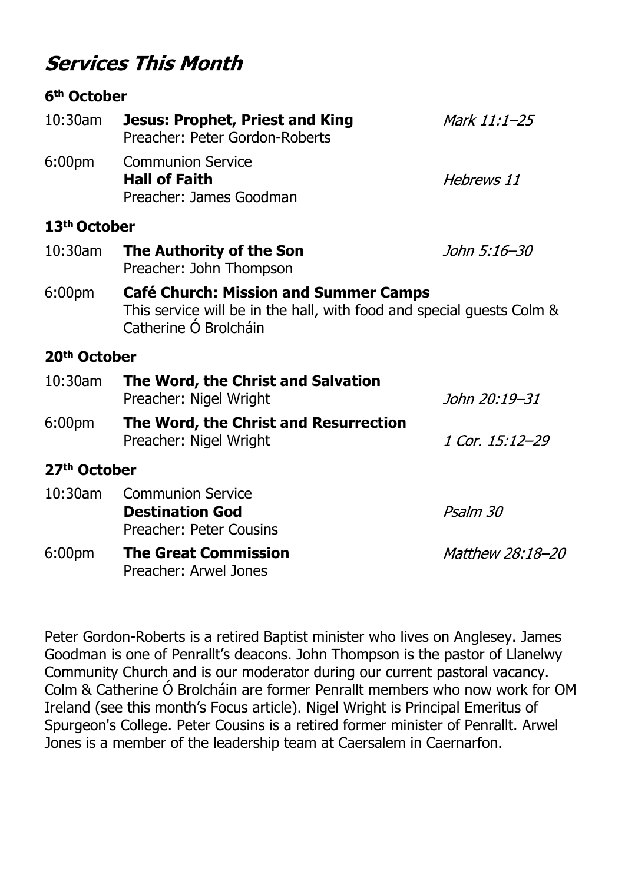## *Services This Month*

### 6th October

| | | |
|---|---|---|
| 10:30am | **Jesus: Prophet, Priest and King**<br>Preacher: Peter Gordon-Roberts | *Mark 11:1–25* |
| 6:00pm | Communion Service<br>**Hall of Faith**<br>Preacher: James Goodman | *Hebrews 11* |

### 13th October

| | | |
|---|---|---|
| 10:30am | **The Authority of the Son**<br>Preacher: John Thompson | *John 5:16–30* |
| 6:00pm | **Café Church: Mission and Summer Camps**<br>This service will be in the hall, with food and special guests Colm & Catherine Ó Brolcháin | |

### 20th October

| | | |
|---|---|---|
| 10:30am | **The Word, the Christ and Salvation**<br>Preacher: Nigel Wright | *John 20:19–31* |
| 6:00pm | **The Word, the Christ and Resurrection**<br>Preacher: Nigel Wright | *1 Cor. 15:12–29* |

### 27th October

| | | |
|---|---|---|
| 10:30am | Communion Service<br>**Destination God**<br>Preacher: Peter Cousins | *Psalm 30* |
| 6:00pm | **The Great Commission**<br>Preacher: Arwel Jones | *Matthew 28:18–20* |

Peter Gordon-Roberts is a retired Baptist minister who lives on Anglesey. James Goodman is one of Penrallt's deacons. John Thompson is the pastor of Llanelwy Community Church and is our moderator during our current pastoral vacancy. Colm & Catherine Ó Brolcháin are former Penrallt members who now work for OM Ireland (see this month's Focus article). Nigel Wright is Principal Emeritus of Spurgeon's College. Peter Cousins is a retired former minister of Penrallt. Arwel Jones is a member of the leadership team at Caersalem in Caernarfon.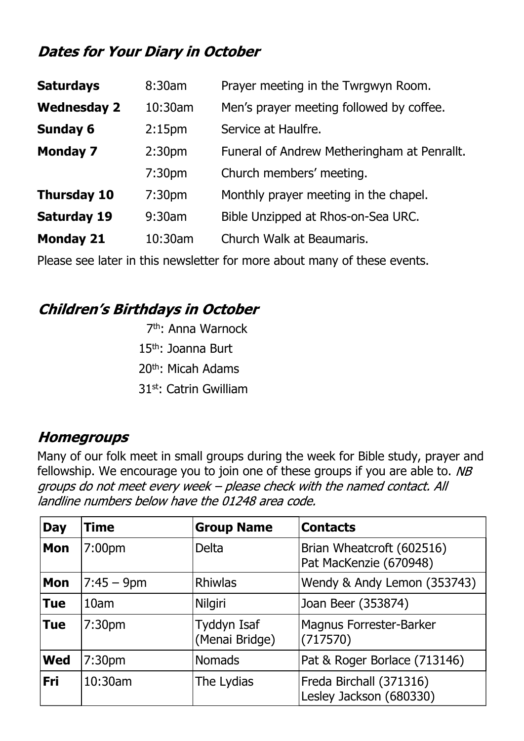## *Dates for Your Diary in October*

| | | |
|---|---|---|
| **Saturdays** | 8:30am | Prayer meeting in the Twrgwyn Room. |
| **Wednesday 2** | 10:30am | Men's prayer meeting followed by coffee. |
| **Sunday 6** | 2:15pm | Service at Haulfre. |
| **Monday 7** | 2:30pm | Funeral of Andrew Metheringham at Penrallt. |
| | 7:30pm | Church members' meeting. |
| **Thursday 10** | 7:30pm | Monthly prayer meeting in the chapel. |
| **Saturday 19** | 9:30am | Bible Unzipped at Rhos-on-Sea URC. |
| **Monday 21** | 10:30am | Church Walk at Beaumaris. |

Please see later in this newsletter for more about many of these events.

## *Children's Birthdays in October*

7th: Anna Warnock
15th: Joanna Burt
20th: Micah Adams
31st: Catrin Gwilliam

## *Homegroups*

Many of our folk meet in small groups during the week for Bible study, prayer and fellowship. We encourage you to join one of these groups if you are able to. *NB groups do not meet every week – please check with the named contact. All landline numbers below have the 01248 area code.*

| Day | Time | Group Name | Contacts |
|---|---|---|---|
| **Mon** | 7:00pm | Delta | Brian Wheatcroft (602516)<br>Pat MacKenzie (670948) |
| **Mon** | 7:45 – 9pm | Rhiwlas | Wendy & Andy Lemon (353743) |
| **Tue** | 10am | Nilgiri | Joan Beer (353874) |
| **Tue** | 7:30pm | Tyddyn Isaf (Menai Bridge) | Magnus Forrester-Barker (717570) |
| **Wed** | 7:30pm | Nomads | Pat & Roger Borlace (713146) |
| **Fri** | 10:30am | The Lydias | Freda Birchall (371316)<br>Lesley Jackson (680330) |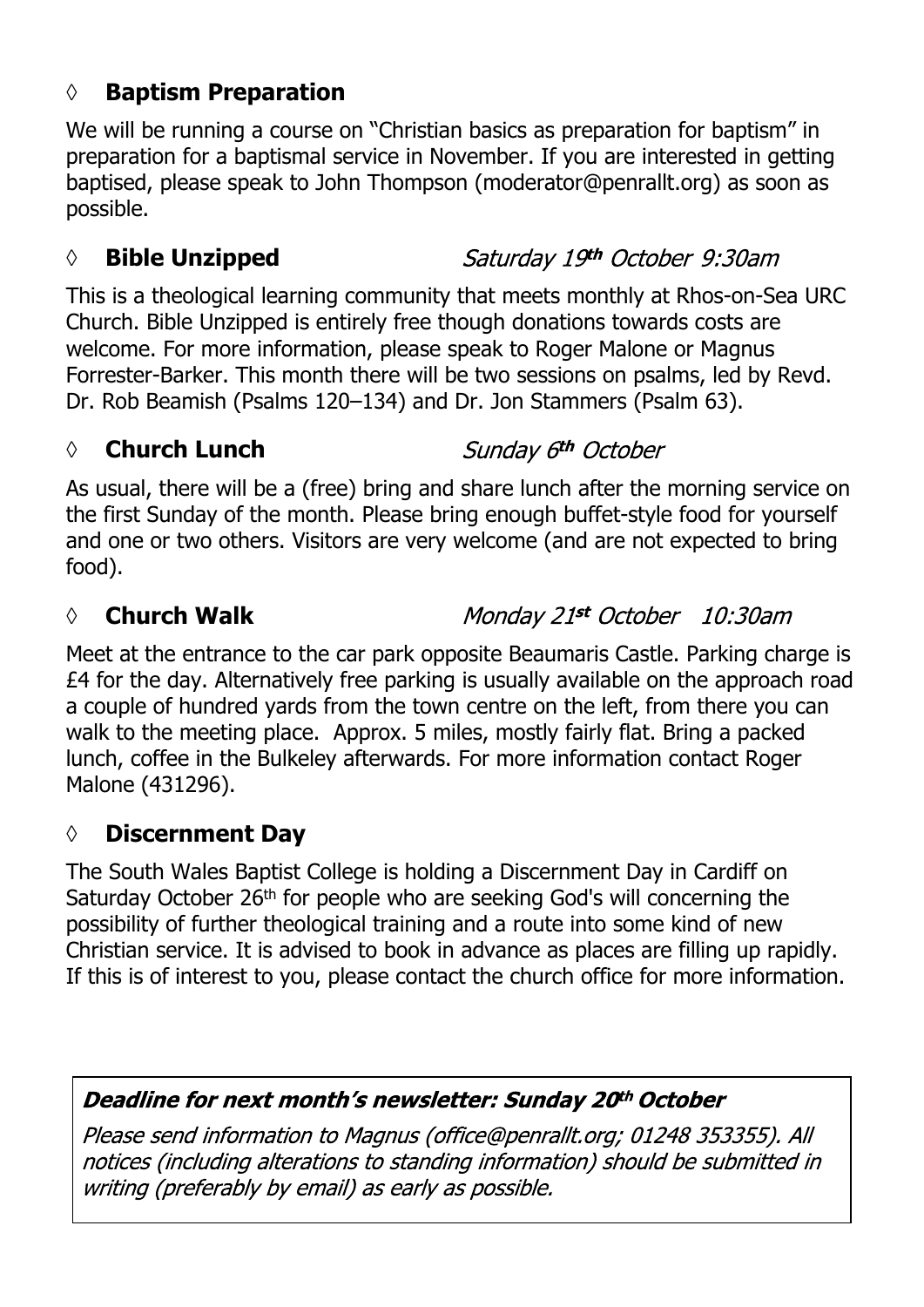### ◊ Baptism Preparation

We will be running a course on "Christian basics as preparation for baptism" in preparation for a baptismal service in November. If you are interested in getting baptised, please speak to John Thompson (moderator@penrallt.org) as soon as possible.

### ◊ Bible Unzipped — *Saturday 19th October 9:30am*

This is a theological learning community that meets monthly at Rhos-on-Sea URC Church. Bible Unzipped is entirely free though donations towards costs are welcome. For more information, please speak to Roger Malone or Magnus Forrester-Barker. This month there will be two sessions on psalms, led by Revd. Dr. Rob Beamish (Psalms 120–134) and Dr. Jon Stammers (Psalm 63).

### ◊ Church Lunch — *Sunday 6th October*

As usual, there will be a (free) bring and share lunch after the morning service on the first Sunday of the month. Please bring enough buffet-style food for yourself and one or two others. Visitors are very welcome (and are not expected to bring food).

### ◊ Church Walk — *Monday 21st October 10:30am*

Meet at the entrance to the car park opposite Beaumaris Castle. Parking charge is £4 for the day. Alternatively free parking is usually available on the approach road a couple of hundred yards from the town centre on the left, from there you can walk to the meeting place. Approx. 5 miles, mostly fairly flat. Bring a packed lunch, coffee in the Bulkeley afterwards. For more information contact Roger Malone (431296).

### ◊ Discernment Day

The South Wales Baptist College is holding a Discernment Day in Cardiff on Saturday October 26th for people who are seeking God's will concerning the possibility of further theological training and a route into some kind of new Christian service. It is advised to book in advance as places are filling up rapidly. If this is of interest to you, please contact the church office for more information.

***Deadline for next month's newsletter: Sunday 20th October***

*Please send information to Magnus (office@penrallt.org; 01248 353355). All notices (including alterations to standing information) should be submitted in writing (preferably by email) as early as possible.*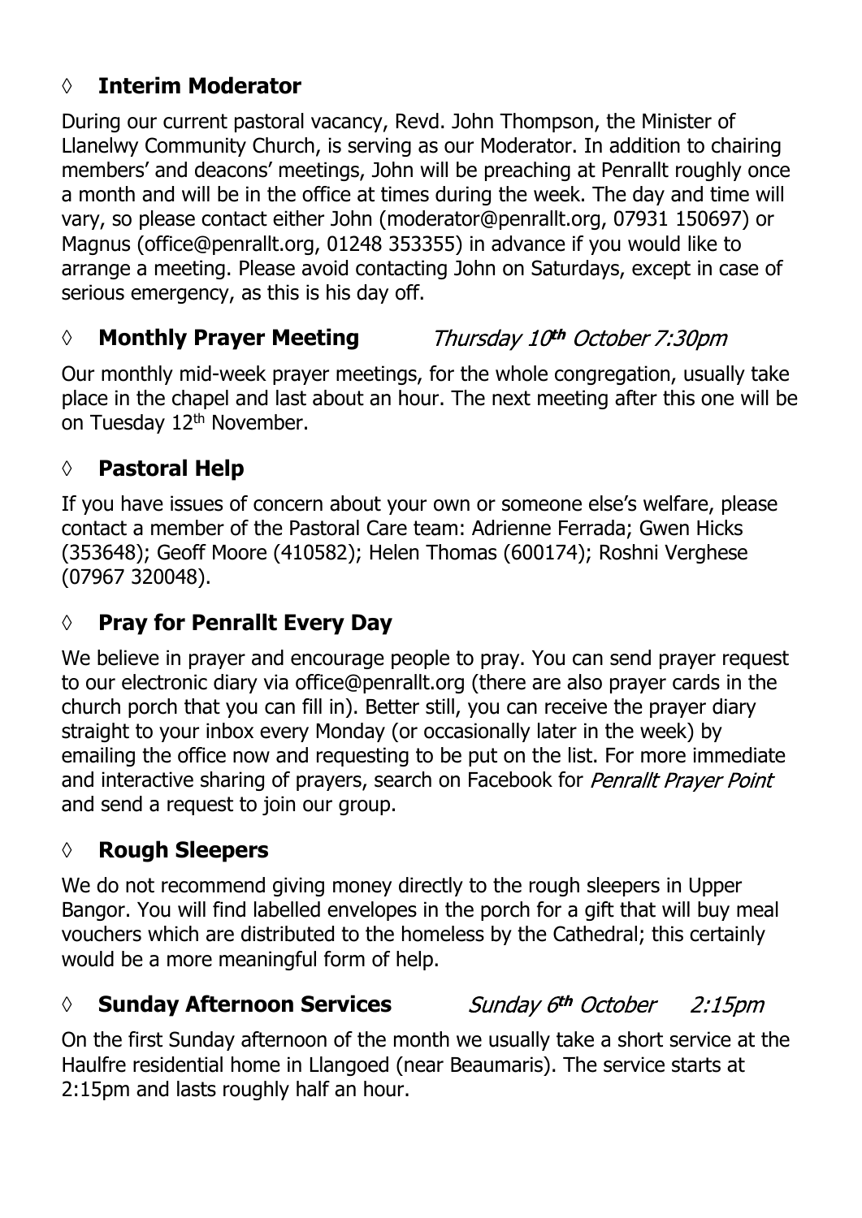### ◊ **Interim Moderator**

During our current pastoral vacancy, Revd. John Thompson, the Minister of Llanelwy Community Church, is serving as our Moderator. In addition to chairing members' and deacons' meetings, John will be preaching at Penrallt roughly once a month and will be in the office at times during the week. The day and time will vary, so please contact either John (moderator@penrallt.org, 07931 150697) or Magnus (office@penrallt.org, 01248 353355) in advance if you would like to arrange a meeting. Please avoid contacting John on Saturdays, except in case of serious emergency, as this is his day off.

### ◊ **Monthly Prayer Meeting** *Thursday 10th October 7:30pm*

Our monthly mid-week prayer meetings, for the whole congregation, usually take place in the chapel and last about an hour. The next meeting after this one will be on Tuesday 12th November.

### ◊ **Pastoral Help**

If you have issues of concern about your own or someone else's welfare, please contact a member of the Pastoral Care team: Adrienne Ferrada; Gwen Hicks (353648); Geoff Moore (410582); Helen Thomas (600174); Roshni Verghese (07967 320048).

### ◊ **Pray for Penrallt Every Day**

We believe in prayer and encourage people to pray. You can send prayer request to our electronic diary via office@penrallt.org (there are also prayer cards in the church porch that you can fill in). Better still, you can receive the prayer diary straight to your inbox every Monday (or occasionally later in the week) by emailing the office now and requesting to be put on the list. For more immediate and interactive sharing of prayers, search on Facebook for *Penrallt Prayer Point* and send a request to join our group.

### ◊ **Rough Sleepers**

We do not recommend giving money directly to the rough sleepers in Upper Bangor. You will find labelled envelopes in the porch for a gift that will buy meal vouchers which are distributed to the homeless by the Cathedral; this certainly would be a more meaningful form of help.

### ◊ **Sunday Afternoon Services** *Sunday 6th October 2:15pm*

On the first Sunday afternoon of the month we usually take a short service at the Haulfre residential home in Llangoed (near Beaumaris). The service starts at 2:15pm and lasts roughly half an hour.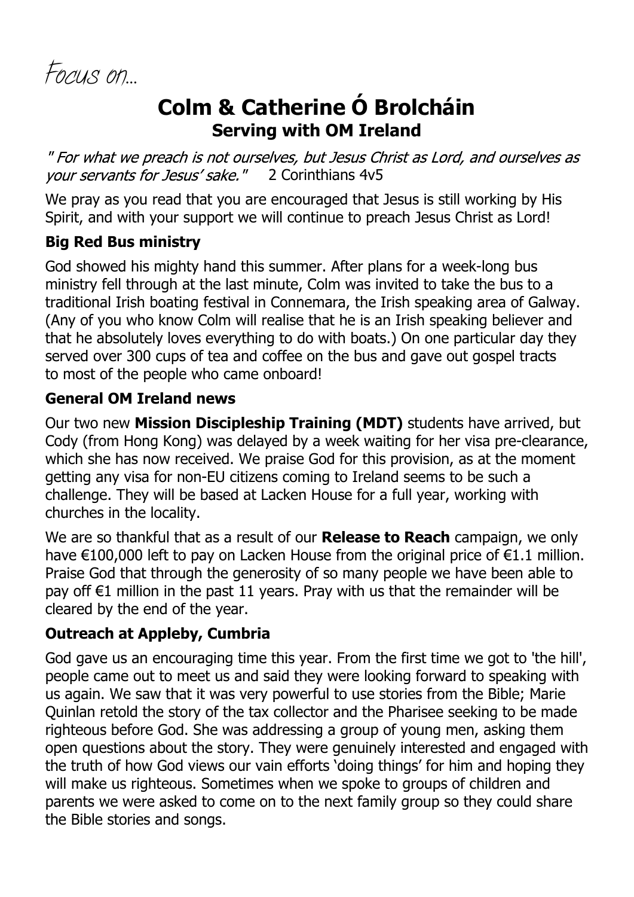*Focus on…*

# Colm & Catherine Ó Brolcháin

## Serving with OM Ireland

*" For what we preach is not ourselves, but Jesus Christ as Lord, and ourselves as your servants for Jesus' sake."* 2 Corinthians 4v5

We pray as you read that you are encouraged that Jesus is still working by His Spirit, and with your support we will continue to preach Jesus Christ as Lord!

### Big Red Bus ministry

God showed his mighty hand this summer. After plans for a week-long bus ministry fell through at the last minute, Colm was invited to take the bus to a traditional Irish boating festival in Connemara, the Irish speaking area of Galway. (Any of you who know Colm will realise that he is an Irish speaking believer and that he absolutely loves everything to do with boats.) On one particular day they served over 300 cups of tea and coffee on the bus and gave out gospel tracts to most of the people who came onboard!

### General OM Ireland news

Our two new **Mission Discipleship Training (MDT)** students have arrived, but Cody (from Hong Kong) was delayed by a week waiting for her visa pre-clearance, which she has now received. We praise God for this provision, as at the moment getting any visa for non-EU citizens coming to Ireland seems to be such a challenge. They will be based at Lacken House for a full year, working with churches in the locality.

We are so thankful that as a result of our **Release to Reach** campaign, we only have €100,000 left to pay on Lacken House from the original price of €1.1 million. Praise God that through the generosity of so many people we have been able to pay off €1 million in the past 11 years. Pray with us that the remainder will be cleared by the end of the year.

### Outreach at Appleby, Cumbria

God gave us an encouraging time this year. From the first time we got to 'the hill', people came out to meet us and said they were looking forward to speaking with us again. We saw that it was very powerful to use stories from the Bible; Marie Quinlan retold the story of the tax collector and the Pharisee seeking to be made righteous before God. She was addressing a group of young men, asking them open questions about the story. They were genuinely interested and engaged with the truth of how God views our vain efforts 'doing things' for him and hoping they will make us righteous. Sometimes when we spoke to groups of children and parents we were asked to come on to the next family group so they could share the Bible stories and songs.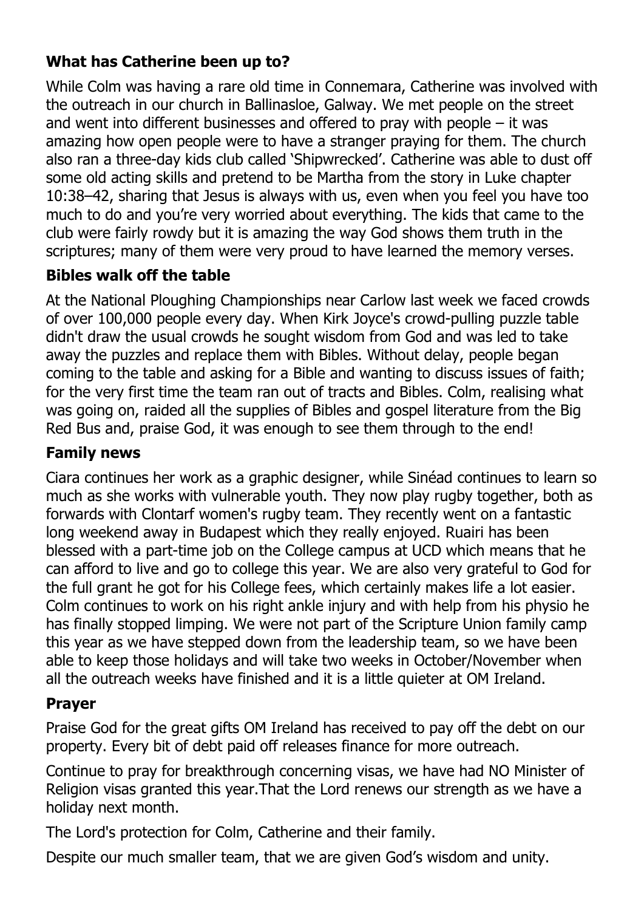## What has Catherine been up to?

While Colm was having a rare old time in Connemara, Catherine was involved with the outreach in our church in Ballinasloe, Galway. We met people on the street and went into different businesses and offered to pray with people – it was amazing how open people were to have a stranger praying for them. The church also ran a three-day kids club called 'Shipwrecked'. Catherine was able to dust off some old acting skills and pretend to be Martha from the story in Luke chapter 10:38–42, sharing that Jesus is always with us, even when you feel you have too much to do and you're very worried about everything. The kids that came to the club were fairly rowdy but it is amazing the way God shows them truth in the scriptures; many of them were very proud to have learned the memory verses.

## Bibles walk off the table

At the National Ploughing Championships near Carlow last week we faced crowds of over 100,000 people every day. When Kirk Joyce's crowd-pulling puzzle table didn't draw the usual crowds he sought wisdom from God and was led to take away the puzzles and replace them with Bibles. Without delay, people began coming to the table and asking for a Bible and wanting to discuss issues of faith; for the very first time the team ran out of tracts and Bibles. Colm, realising what was going on, raided all the supplies of Bibles and gospel literature from the Big Red Bus and, praise God, it was enough to see them through to the end!

## Family news

Ciara continues her work as a graphic designer, while Sinéad continues to learn so much as she works with vulnerable youth. They now play rugby together, both as forwards with Clontarf women's rugby team. They recently went on a fantastic long weekend away in Budapest which they really enjoyed. Ruairi has been blessed with a part-time job on the College campus at UCD which means that he can afford to live and go to college this year. We are also very grateful to God for the full grant he got for his College fees, which certainly makes life a lot easier. Colm continues to work on his right ankle injury and with help from his physio he has finally stopped limping. We were not part of the Scripture Union family camp this year as we have stepped down from the leadership team, so we have been able to keep those holidays and will take two weeks in October/November when all the outreach weeks have finished and it is a little quieter at OM Ireland.

## Prayer

Praise God for the great gifts OM Ireland has received to pay off the debt on our property. Every bit of debt paid off releases finance for more outreach.

Continue to pray for breakthrough concerning visas, we have had NO Minister of Religion visas granted this year.That the Lord renews our strength as we have a holiday next month.

The Lord's protection for Colm, Catherine and their family.

Despite our much smaller team, that we are given God's wisdom and unity.